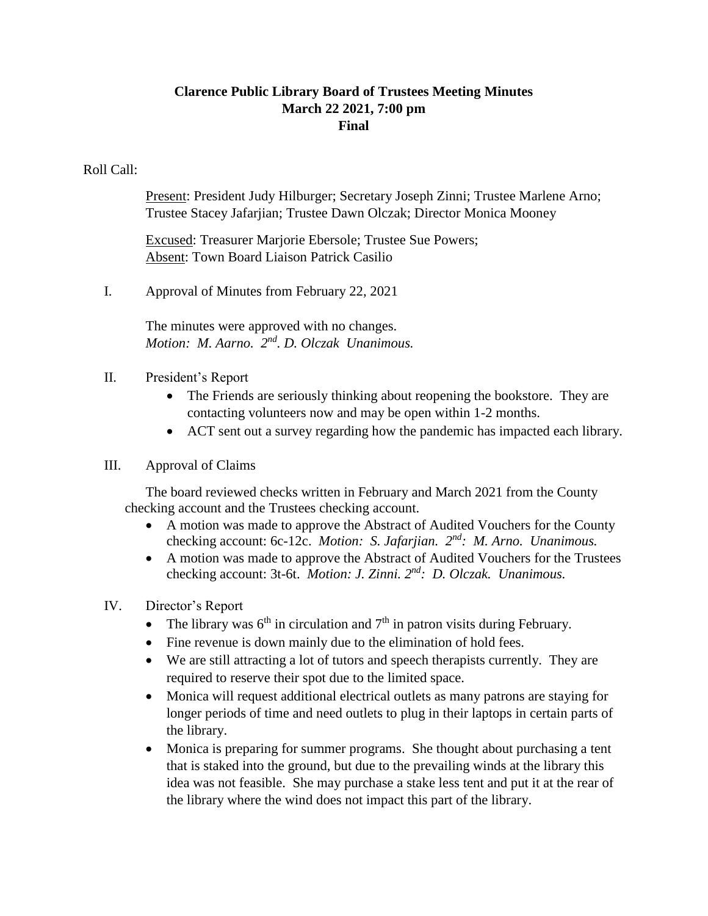# Clarence Public Library Board of Trustees Meeting Minutes
## March 22 2021, 7:00 pm
## Final

Roll Call:

Present: President Judy Hilburger; Secretary Joseph Zinni; Trustee Marlene Arno; Trustee Stacey Jafarjian; Trustee Dawn Olczak; Director Monica Mooney

Excused: Treasurer Marjorie Ebersole; Trustee Sue Powers;
Absent: Town Board Liaison Patrick Casilio

I. Approval of Minutes from February 22, 2021

The minutes were approved with no changes.
*Motion: M. Aarno. 2nd. D. Olczak Unanimous.*

II. President's Report

- The Friends are seriously thinking about reopening the bookstore. They are contacting volunteers now and may be open within 1-2 months.
- ACT sent out a survey regarding how the pandemic has impacted each library.

III. Approval of Claims

The board reviewed checks written in February and March 2021 from the County checking account and the Trustees checking account.

- A motion was made to approve the Abstract of Audited Vouchers for the County checking account: 6c-12c. *Motion: S. Jafarjian. 2nd: M. Arno. Unanimous.*
- A motion was made to approve the Abstract of Audited Vouchers for the Trustees checking account: 3t-6t. *Motion: J. Zinni. 2nd: D. Olczak. Unanimous.*

IV. Director's Report

- The library was 6th in circulation and 7th in patron visits during February.
- Fine revenue is down mainly due to the elimination of hold fees.
- We are still attracting a lot of tutors and speech therapists currently. They are required to reserve their spot due to the limited space.
- Monica will request additional electrical outlets as many patrons are staying for longer periods of time and need outlets to plug in their laptops in certain parts of the library.
- Monica is preparing for summer programs. She thought about purchasing a tent that is staked into the ground, but due to the prevailing winds at the library this idea was not feasible. She may purchase a stake less tent and put it at the rear of the library where the wind does not impact this part of the library.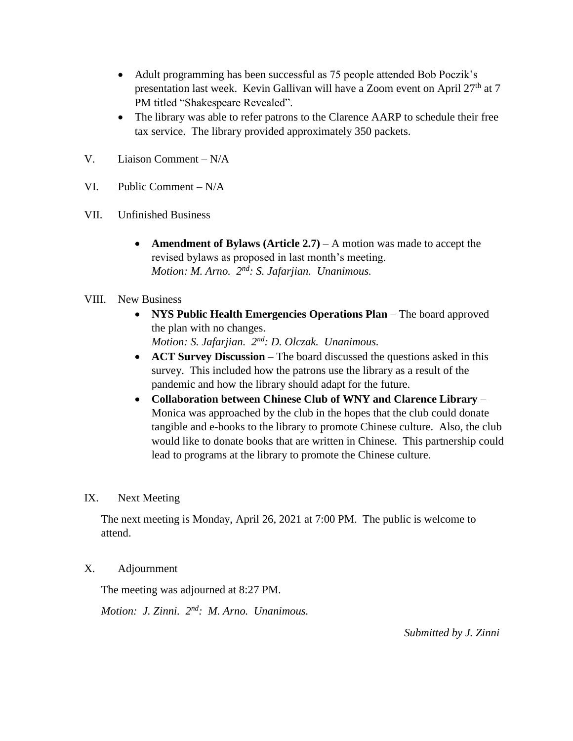- Adult programming has been successful as 75 people attended Bob Poczik's presentation last week. Kevin Gallivan will have a Zoom event on April 27th at 7 PM titled "Shakespeare Revealed".
- The library was able to refer patrons to the Clarence AARP to schedule their free tax service. The library provided approximately 350 packets.

V. Liaison Comment – N/A

VI. Public Comment – N/A

VII. Unfinished Business

- **Amendment of Bylaws (Article 2.7)** – A motion was made to accept the revised bylaws as proposed in last month's meeting.
  *Motion: M. Arno. 2nd: S. Jafarjian. Unanimous.*

VIII. New Business

- **NYS Public Health Emergencies Operations Plan** – The board approved the plan with no changes.
  *Motion: S. Jafarjian. 2nd: D. Olczak. Unanimous.*
- **ACT Survey Discussion** – The board discussed the questions asked in this survey. This included how the patrons use the library as a result of the pandemic and how the library should adapt for the future.
- **Collaboration between Chinese Club of WNY and Clarence Library** – Monica was approached by the club in the hopes that the club could donate tangible and e-books to the library to promote Chinese culture. Also, the club would like to donate books that are written in Chinese. This partnership could lead to programs at the library to promote the Chinese culture.

IX. Next Meeting

The next meeting is Monday, April 26, 2021 at 7:00 PM. The public is welcome to attend.

X. Adjournment

The meeting was adjourned at 8:27 PM.

*Motion: J. Zinni. 2nd: M. Arno. Unanimous.*

*Submitted by J. Zinni*